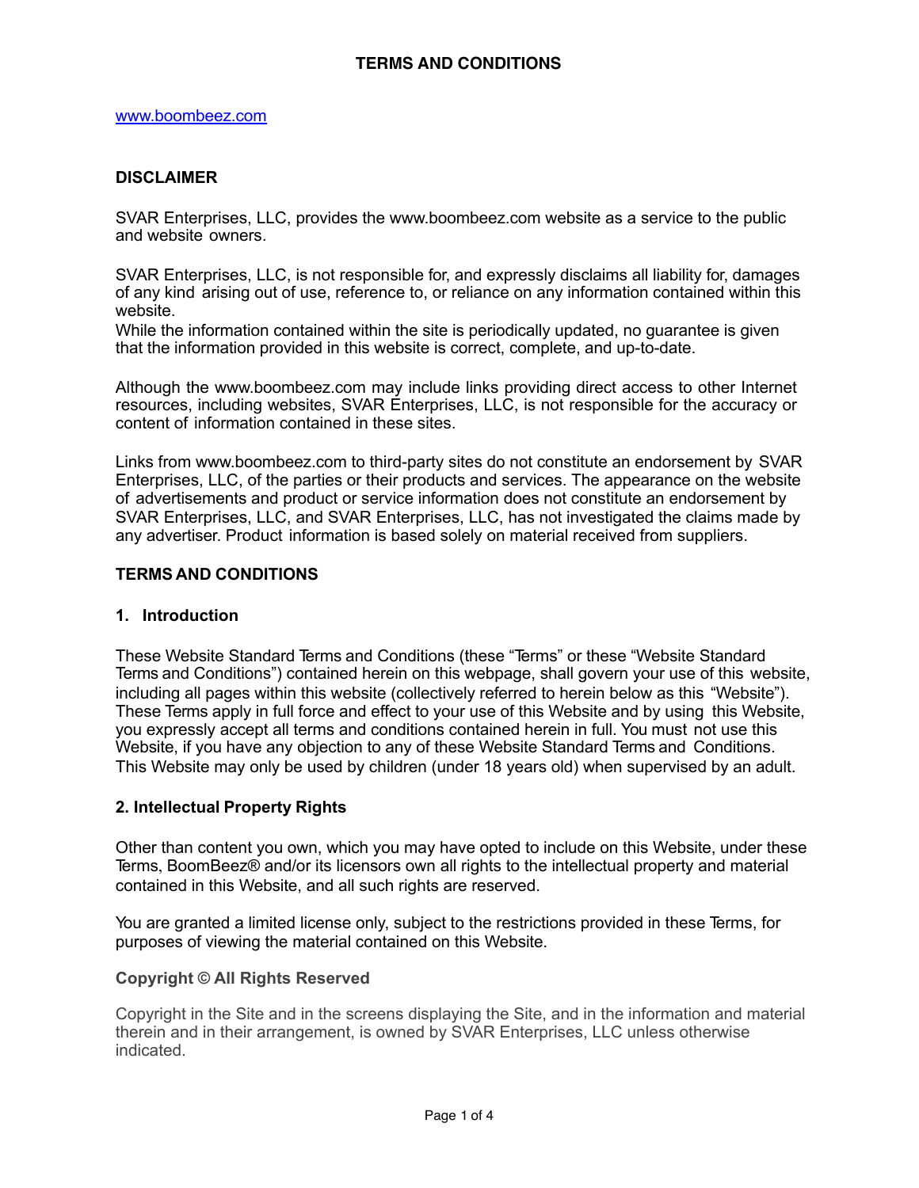# TERMS AND CONDITIONS

www.boombeez.com

## DISCLAIMER

SVAR Enterprises, LLC, provides the www.boombeez.com website as a service to the public and website owners.

SVAR Enterprises, LLC, is not responsible for, and expressly disclaims all liability for, damages of any kind arising out of use, reference to, or reliance on any information contained within this website.
While the information contained within the site is periodically updated, no guarantee is given that the information provided in this website is correct, complete, and up-to-date.

Although the www.boombeez.com may include links providing direct access to other Internet resources, including websites, SVAR Enterprises, LLC, is not responsible for the accuracy or content of information contained in these sites.

Links from www.boombeez.com to third-party sites do not constitute an endorsement by SVAR Enterprises, LLC, of the parties or their products and services. The appearance on the website of advertisements and product or service information does not constitute an endorsement by SVAR Enterprises, LLC, and SVAR Enterprises, LLC, has not investigated the claims made by any advertiser. Product information is based solely on material received from suppliers.

## TERMS AND CONDITIONS

### 1. Introduction

These Website Standard Terms and Conditions (these "Terms" or these "Website Standard Terms and Conditions") contained herein on this webpage, shall govern your use of this website, including all pages within this website (collectively referred to herein below as this "Website"). These Terms apply in full force and effect to your use of this Website and by using this Website, you expressly accept all terms and conditions contained herein in full. You must not use this Website, if you have any objection to any of these Website Standard Terms and Conditions. This Website may only be used by children (under 18 years old) when supervised by an adult.

### 2. Intellectual Property Rights

Other than content you own, which you may have opted to include on this Website, under these Terms, BoomBeez® and/or its licensors own all rights to the intellectual property and material contained in this Website, and all such rights are reserved.

You are granted a limited license only, subject to the restrictions provided in these Terms, for purposes of viewing the material contained on this Website.

**Copyright © All Rights Reserved**

Copyright in the Site and in the screens displaying the Site, and in the information and material therein and in their arrangement, is owned by SVAR Enterprises, LLC unless otherwise indicated.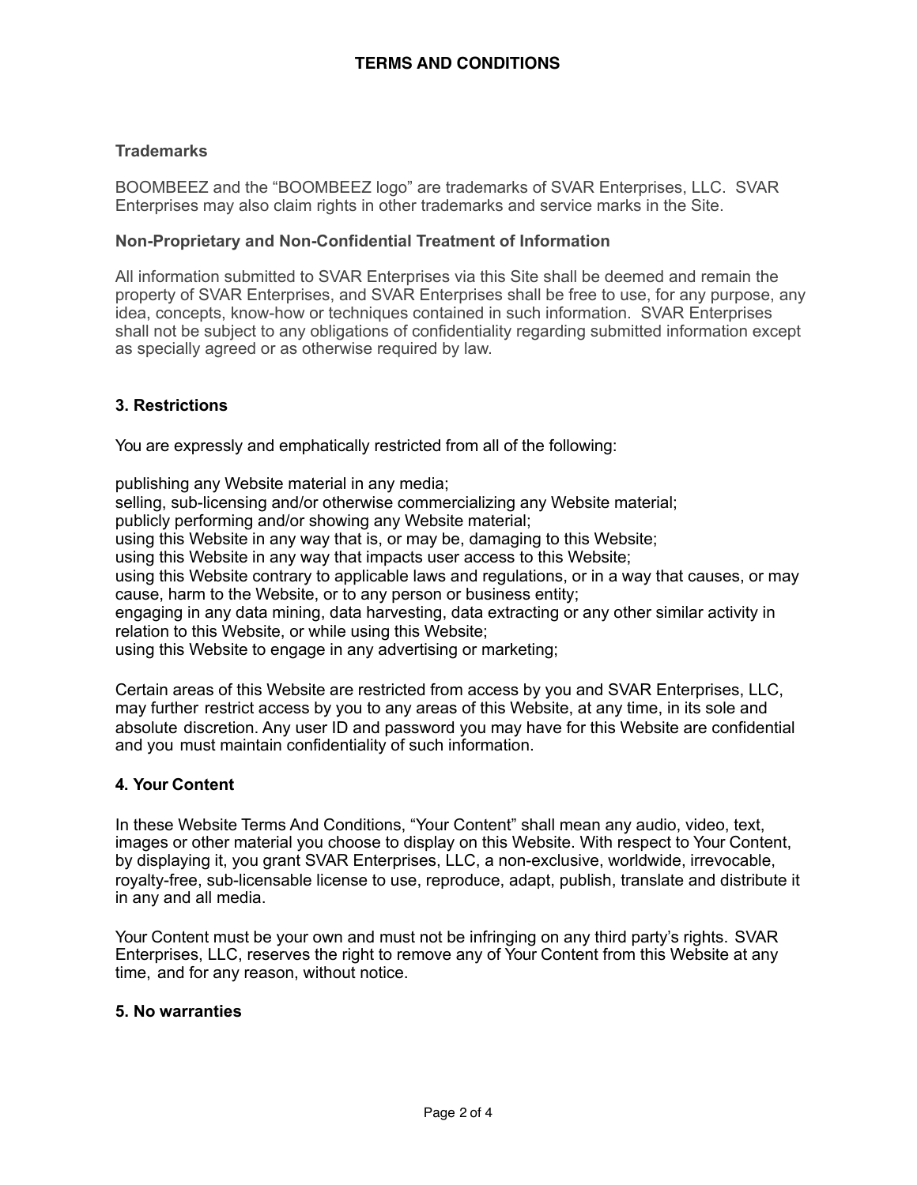**Trademarks**

BOOMBEEZ and the “BOOMBEEZ logo” are trademarks of SVAR Enterprises, LLC. SVAR Enterprises may also claim rights in other trademarks and service marks in the Site.

**Non-Proprietary and Non-Confidential Treatment of Information**

All information submitted to SVAR Enterprises via this Site shall be deemed and remain the property of SVAR Enterprises, and SVAR Enterprises shall be free to use, for any purpose, any idea, concepts, know-how or techniques contained in such information. SVAR Enterprises shall not be subject to any obligations of confidentiality regarding submitted information except as specially agreed or as otherwise required by law.

## 3. Restrictions

You are expressly and emphatically restricted from all of the following:

publishing any Website material in any media;
selling, sub-licensing and/or otherwise commercializing any Website material;
publicly performing and/or showing any Website material;
using this Website in any way that is, or may be, damaging to this Website;
using this Website in any way that impacts user access to this Website;
using this Website contrary to applicable laws and regulations, or in a way that causes, or may cause, harm to the Website, or to any person or business entity;
engaging in any data mining, data harvesting, data extracting or any other similar activity in relation to this Website, or while using this Website;
using this Website to engage in any advertising or marketing;

Certain areas of this Website are restricted from access by you and SVAR Enterprises, LLC, may further restrict access by you to any areas of this Website, at any time, in its sole and absolute discretion. Any user ID and password you may have for this Website are confidential and you must maintain confidentiality of such information.

## 4. Your Content

In these Website Terms And Conditions, “Your Content” shall mean any audio, video, text, images or other material you choose to display on this Website. With respect to Your Content, by displaying it, you grant SVAR Enterprises, LLC, a non-exclusive, worldwide, irrevocable, royalty-free, sub-licensable license to use, reproduce, adapt, publish, translate and distribute it in any and all media.

Your Content must be your own and must not be infringing on any third party’s rights. SVAR Enterprises, LLC, reserves the right to remove any of Your Content from this Website at any time, and for any reason, without notice.

## 5. No warranties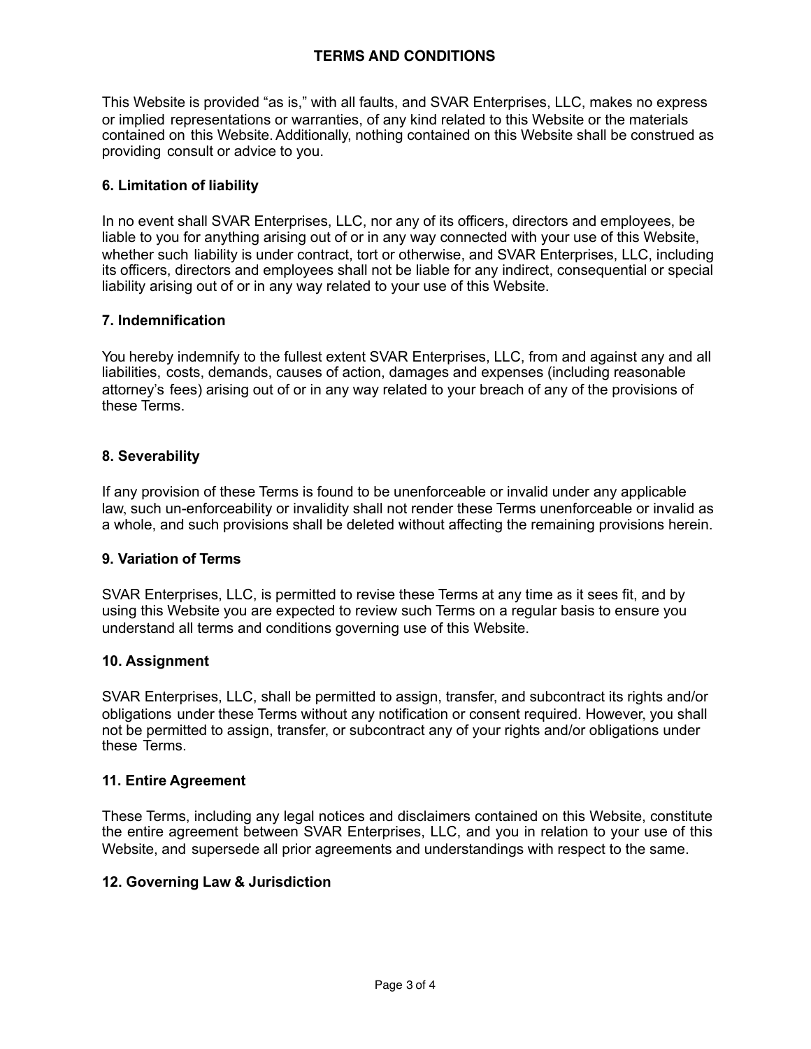# TERMS AND CONDITIONS

This Website is provided "as is," with all faults, and SVAR Enterprises, LLC, makes no express or implied representations or warranties, of any kind related to this Website or the materials contained on this Website. Additionally, nothing contained on this Website shall be construed as providing consult or advice to you.

### 6. Limitation of liability

In no event shall SVAR Enterprises, LLC, nor any of its officers, directors and employees, be liable to you for anything arising out of or in any way connected with your use of this Website, whether such liability is under contract, tort or otherwise, and SVAR Enterprises, LLC, including its officers, directors and employees shall not be liable for any indirect, consequential or special liability arising out of or in any way related to your use of this Website.

### 7. Indemnification

You hereby indemnify to the fullest extent SVAR Enterprises, LLC, from and against any and all liabilities, costs, demands, causes of action, damages and expenses (including reasonable attorney's fees) arising out of or in any way related to your breach of any of the provisions of these Terms.

### 8. Severability

If any provision of these Terms is found to be unenforceable or invalid under any applicable law, such un-enforceability or invalidity shall not render these Terms unenforceable or invalid as a whole, and such provisions shall be deleted without affecting the remaining provisions herein.

### 9. Variation of Terms

SVAR Enterprises, LLC, is permitted to revise these Terms at any time as it sees fit, and by using this Website you are expected to review such Terms on a regular basis to ensure you understand all terms and conditions governing use of this Website.

### 10. Assignment

SVAR Enterprises, LLC, shall be permitted to assign, transfer, and subcontract its rights and/or obligations under these Terms without any notification or consent required. However, you shall not be permitted to assign, transfer, or subcontract any of your rights and/or obligations under these Terms.

### 11. Entire Agreement

These Terms, including any legal notices and disclaimers contained on this Website, constitute the entire agreement between SVAR Enterprises, LLC, and you in relation to your use of this Website, and supersede all prior agreements and understandings with respect to the same.

### 12. Governing Law & Jurisdiction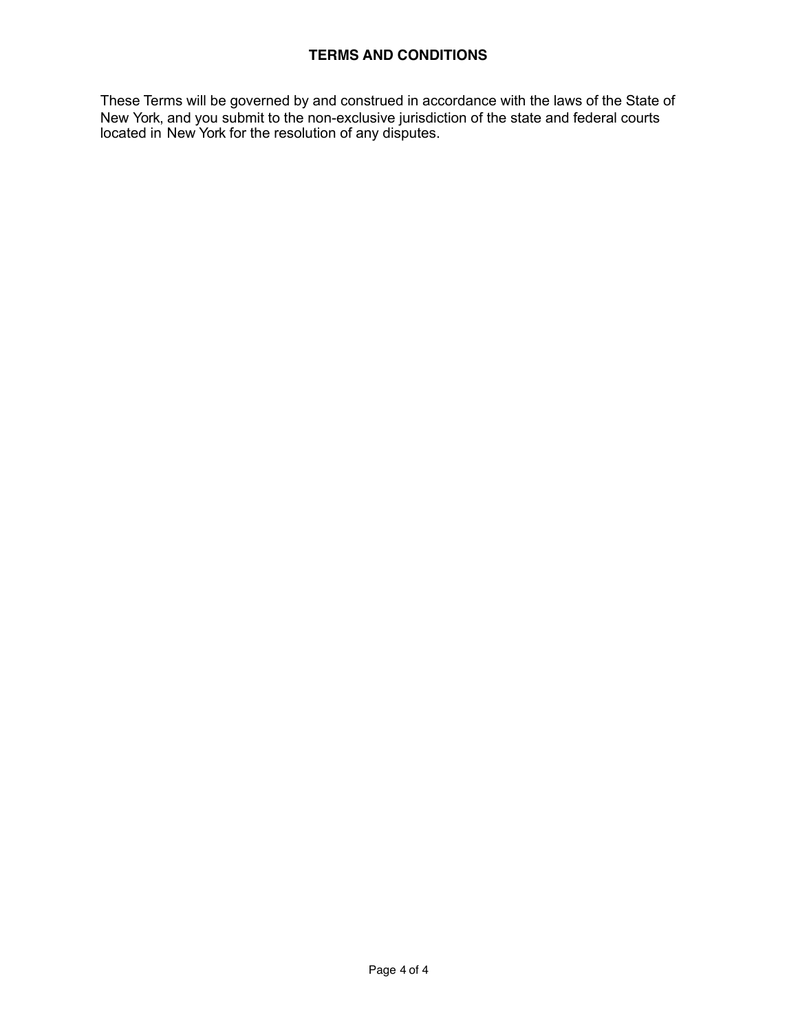## TERMS AND CONDITIONS

These Terms will be governed by and construed in accordance with the laws of the State of New York, and you submit to the non-exclusive jurisdiction of the state and federal courts located in New York for the resolution of any disputes.